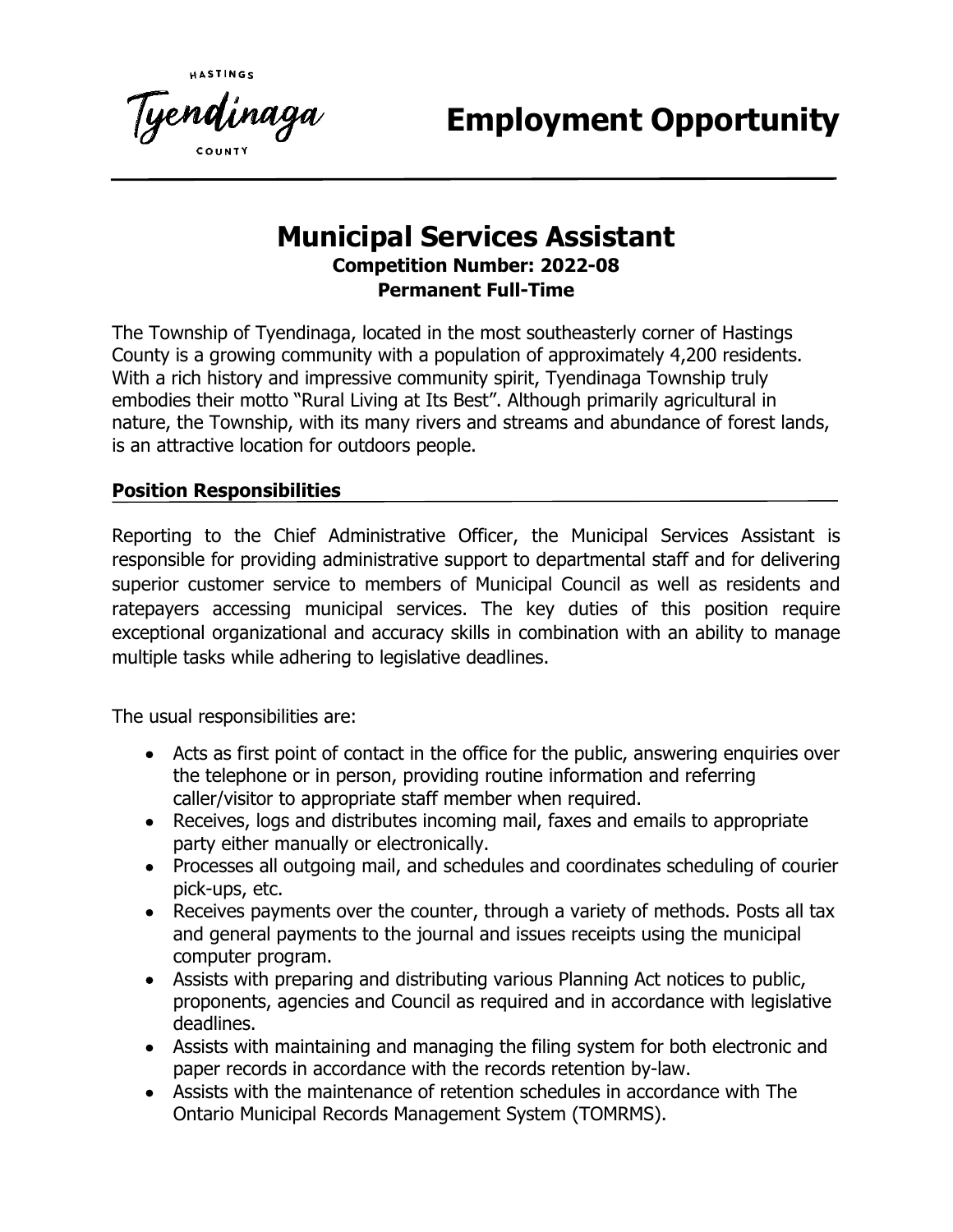HASTINGS

Tyendinaga

COUNTY

# Employment Opportunity

## Municipal Services Assistant

**Competition Number: 2022-08**
**Permanent Full-Time**

The Township of Tyendinaga, located in the most southeasterly corner of Hastings County is a growing community with a population of approximately 4,200 residents. With a rich history and impressive community spirit, Tyendinaga Township truly embodies their motto "Rural Living at Its Best". Although primarily agricultural in nature, the Township, with its many rivers and streams and abundance of forest lands, is an attractive location for outdoors people.

### Position Responsibilities

Reporting to the Chief Administrative Officer, the Municipal Services Assistant is responsible for providing administrative support to departmental staff and for delivering superior customer service to members of Municipal Council as well as residents and ratepayers accessing municipal services. The key duties of this position require exceptional organizational and accuracy skills in combination with an ability to manage multiple tasks while adhering to legislative deadlines.

The usual responsibilities are:

- Acts as first point of contact in the office for the public, answering enquiries over the telephone or in person, providing routine information and referring caller/visitor to appropriate staff member when required.
- Receives, logs and distributes incoming mail, faxes and emails to appropriate party either manually or electronically.
- Processes all outgoing mail, and schedules and coordinates scheduling of courier pick-ups, etc.
- Receives payments over the counter, through a variety of methods. Posts all tax and general payments to the journal and issues receipts using the municipal computer program.
- Assists with preparing and distributing various Planning Act notices to public, proponents, agencies and Council as required and in accordance with legislative deadlines.
- Assists with maintaining and managing the filing system for both electronic and paper records in accordance with the records retention by-law.
- Assists with the maintenance of retention schedules in accordance with The Ontario Municipal Records Management System (TOMRMS).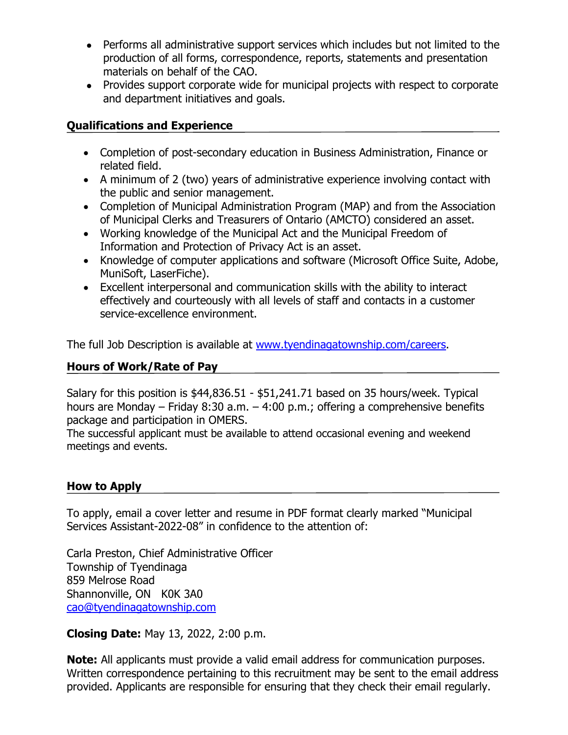- Performs all administrative support services which includes but not limited to the production of all forms, correspondence, reports, statements and presentation materials on behalf of the CAO.
- Provides support corporate wide for municipal projects with respect to corporate and department initiatives and goals.

## Qualifications and Experience

- Completion of post-secondary education in Business Administration, Finance or related field.
- A minimum of 2 (two) years of administrative experience involving contact with the public and senior management.
- Completion of Municipal Administration Program (MAP) and from the Association of Municipal Clerks and Treasurers of Ontario (AMCTO) considered an asset.
- Working knowledge of the Municipal Act and the Municipal Freedom of Information and Protection of Privacy Act is an asset.
- Knowledge of computer applications and software (Microsoft Office Suite, Adobe, MuniSoft, LaserFiche).
- Excellent interpersonal and communication skills with the ability to interact effectively and courteously with all levels of staff and contacts in a customer service-excellence environment.

The full Job Description is available at [www.tyendinagatownship.com/careers](http://www.tyendinagatownship.com/careers).

## Hours of Work/Rate of Pay

Salary for this position is $44,836.51 - $51,241.71 based on 35 hours/week. Typical hours are Monday – Friday 8:30 a.m. – 4:00 p.m.; offering a comprehensive benefits package and participation in OMERS.
The successful applicant must be available to attend occasional evening and weekend meetings and events.

## How to Apply

To apply, email a cover letter and resume in PDF format clearly marked "Municipal Services Assistant-2022-08" in confidence to the attention of:

Carla Preston, Chief Administrative Officer
Township of Tyendinaga
859 Melrose Road
Shannonville, ON K0K 3A0
[cao@tyendinagatownship.com](mailto:cao@tyendinagatownship.com)

**Closing Date:** May 13, 2022, 2:00 p.m.

**Note:** All applicants must provide a valid email address for communication purposes. Written correspondence pertaining to this recruitment may be sent to the email address provided. Applicants are responsible for ensuring that they check their email regularly.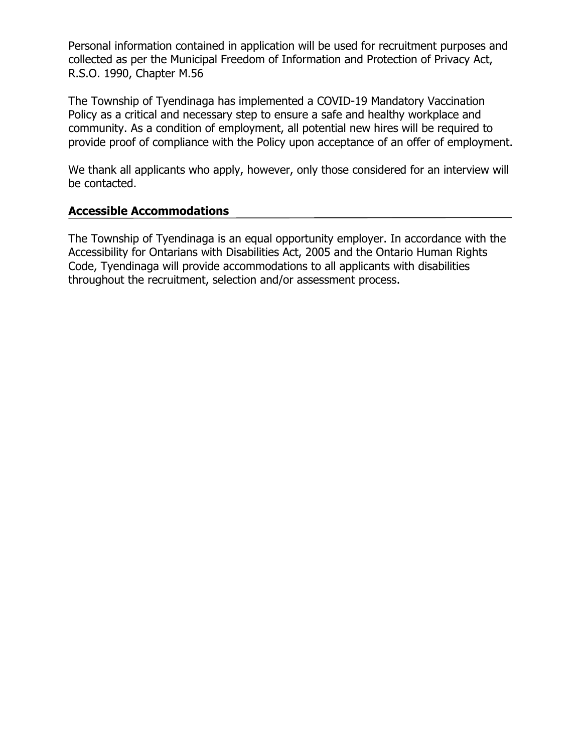Personal information contained in application will be used for recruitment purposes and collected as per the Municipal Freedom of Information and Protection of Privacy Act, R.S.O. 1990, Chapter M.56

The Township of Tyendinaga has implemented a COVID-19 Mandatory Vaccination Policy as a critical and necessary step to ensure a safe and healthy workplace and community. As a condition of employment, all potential new hires will be required to provide proof of compliance with the Policy upon acceptance of an offer of employment.

We thank all applicants who apply, however, only those considered for an interview will be contacted.

## Accessible Accommodations

The Township of Tyendinaga is an equal opportunity employer. In accordance with the Accessibility for Ontarians with Disabilities Act, 2005 and the Ontario Human Rights Code, Tyendinaga will provide accommodations to all applicants with disabilities throughout the recruitment, selection and/or assessment process.